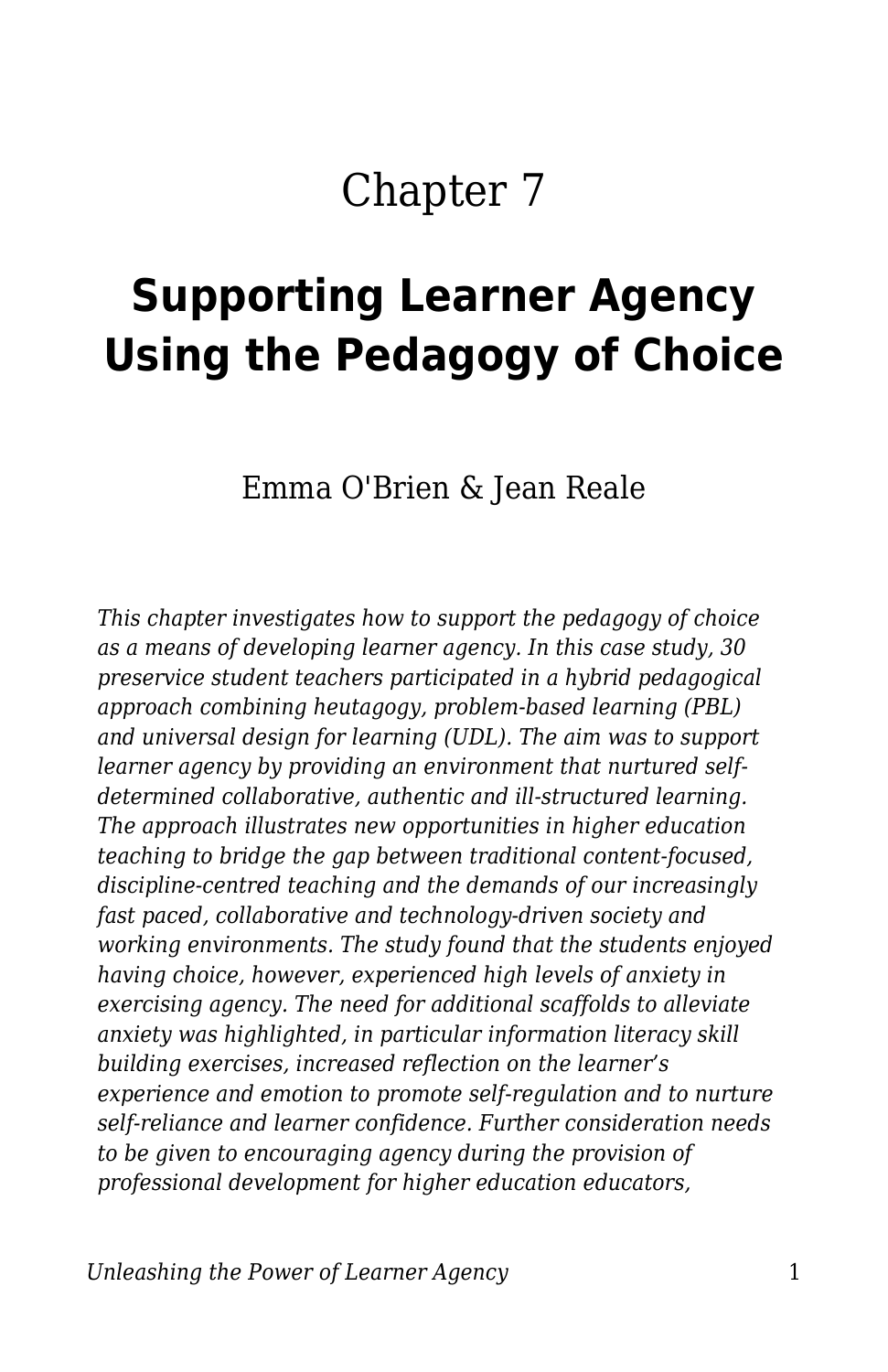# Chapter 7

## Supporting Learner Agency Using the Pedagogy of Choice

Emma O'Brien & Jean Reale

*This chapter investigates how to support the pedagogy of choice as a means of developing learner agency. In this case study, 30 preservice student teachers participated in a hybrid pedagogical approach combining heutagogy, problem-based learning (PBL) and universal design for learning (UDL). The aim was to support learner agency by providing an environment that nurtured self-determined collaborative, authentic and ill-structured learning. The approach illustrates new opportunities in higher education teaching to bridge the gap between traditional content-focused, discipline-centred teaching and the demands of our increasingly fast paced, collaborative and technology-driven society and working environments. The study found that the students enjoyed having choice, however, experienced high levels of anxiety in exercising agency. The need for additional scaffolds to alleviate anxiety was highlighted, in particular information literacy skill building exercises, increased reflection on the learner's experience and emotion to promote self-regulation and to nurture self-reliance and learner confidence. Further consideration needs to be given to encouraging agency during the provision of professional development for higher education educators,*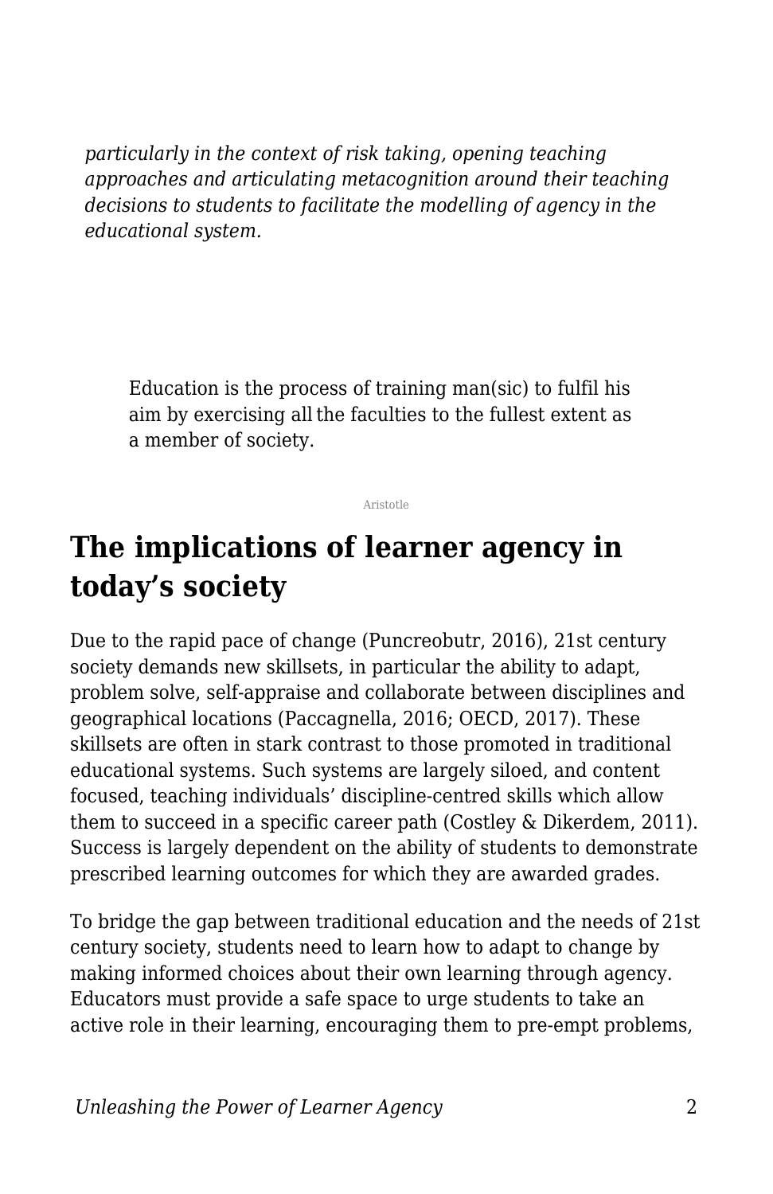*particularly in the context of risk taking, opening teaching approaches and articulating metacognition around their teaching decisions to students to facilitate the modelling of agency in the educational system.*

> Education is the process of training man(sic) to fulfil his aim by exercising all the faculties to the fullest extent as a member of society.
>
> Aristotle

## The implications of learner agency in today's society

Due to the rapid pace of change (Puncreobutr, 2016), 21st century society demands new skillsets, in particular the ability to adapt, problem solve, self-appraise and collaborate between disciplines and geographical locations (Paccagnella, 2016; OECD, 2017). These skillsets are often in stark contrast to those promoted in traditional educational systems. Such systems are largely siloed, and content focused, teaching individuals' discipline-centred skills which allow them to succeed in a specific career path (Costley & Dikerdem, 2011). Success is largely dependent on the ability of students to demonstrate prescribed learning outcomes for which they are awarded grades.

To bridge the gap between traditional education and the needs of 21st century society, students need to learn how to adapt to change by making informed choices about their own learning through agency. Educators must provide a safe space to urge students to take an active role in their learning, encouraging them to pre-empt problems,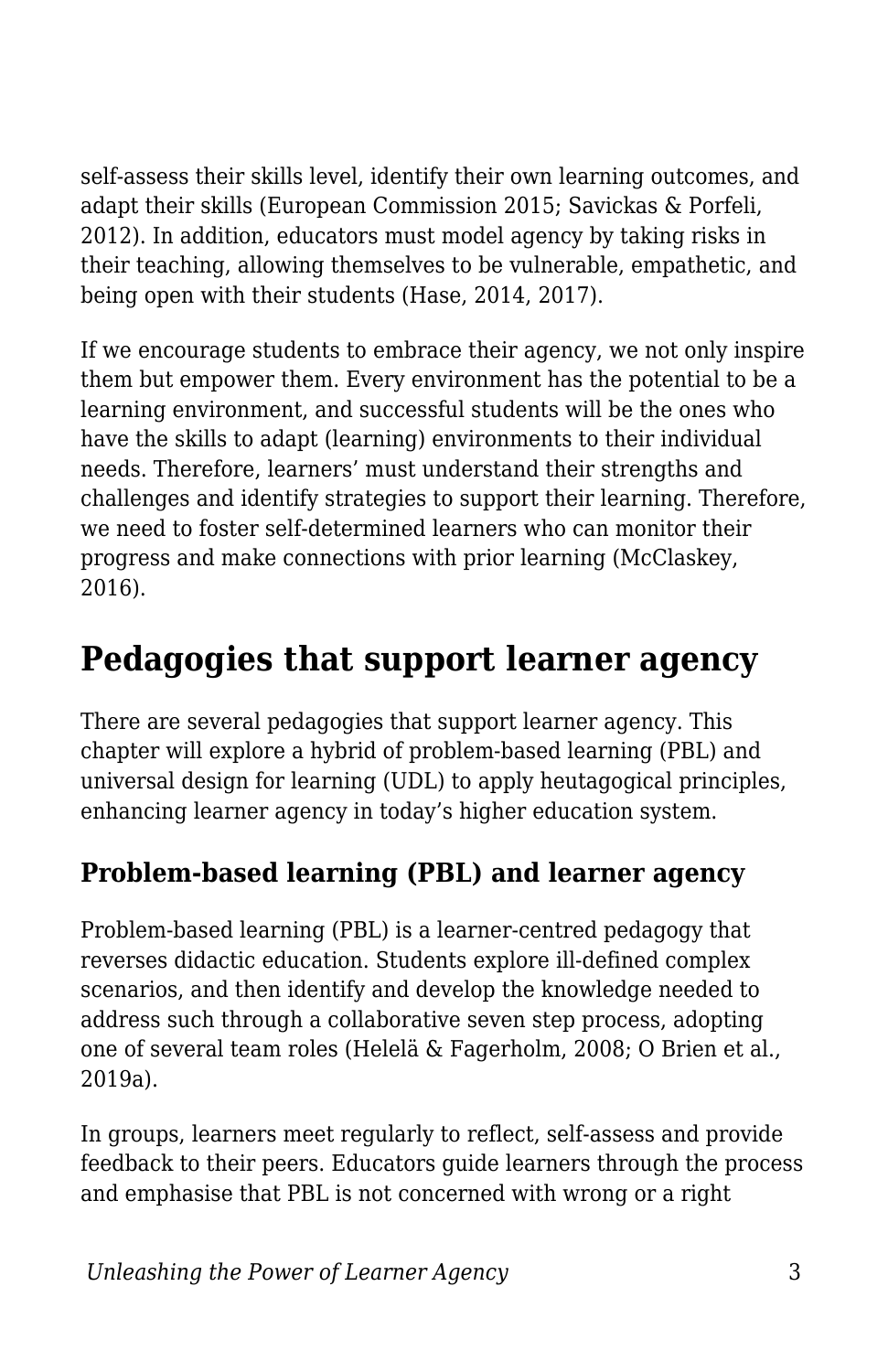self-assess their skills level, identify their own learning outcomes, and adapt their skills (European Commission 2015; Savickas & Porfeli, 2012). In addition, educators must model agency by taking risks in their teaching, allowing themselves to be vulnerable, empathetic, and being open with their students (Hase, 2014, 2017).

If we encourage students to embrace their agency, we not only inspire them but empower them. Every environment has the potential to be a learning environment, and successful students will be the ones who have the skills to adapt (learning) environments to their individual needs. Therefore, learners' must understand their strengths and challenges and identify strategies to support their learning. Therefore, we need to foster self-determined learners who can monitor their progress and make connections with prior learning (McClaskey, 2016).

## Pedagogies that support learner agency

There are several pedagogies that support learner agency. This chapter will explore a hybrid of problem-based learning (PBL) and universal design for learning (UDL) to apply heutagogical principles, enhancing learner agency in today's higher education system.

### Problem-based learning (PBL) and learner agency

Problem-based learning (PBL) is a learner-centred pedagogy that reverses didactic education. Students explore ill-defined complex scenarios, and then identify and develop the knowledge needed to address such through a collaborative seven step process, adopting one of several team roles (Helelä & Fagerholm, 2008; O Brien et al., 2019a).

In groups, learners meet regularly to reflect, self-assess and provide feedback to their peers. Educators guide learners through the process and emphasise that PBL is not concerned with wrong or a right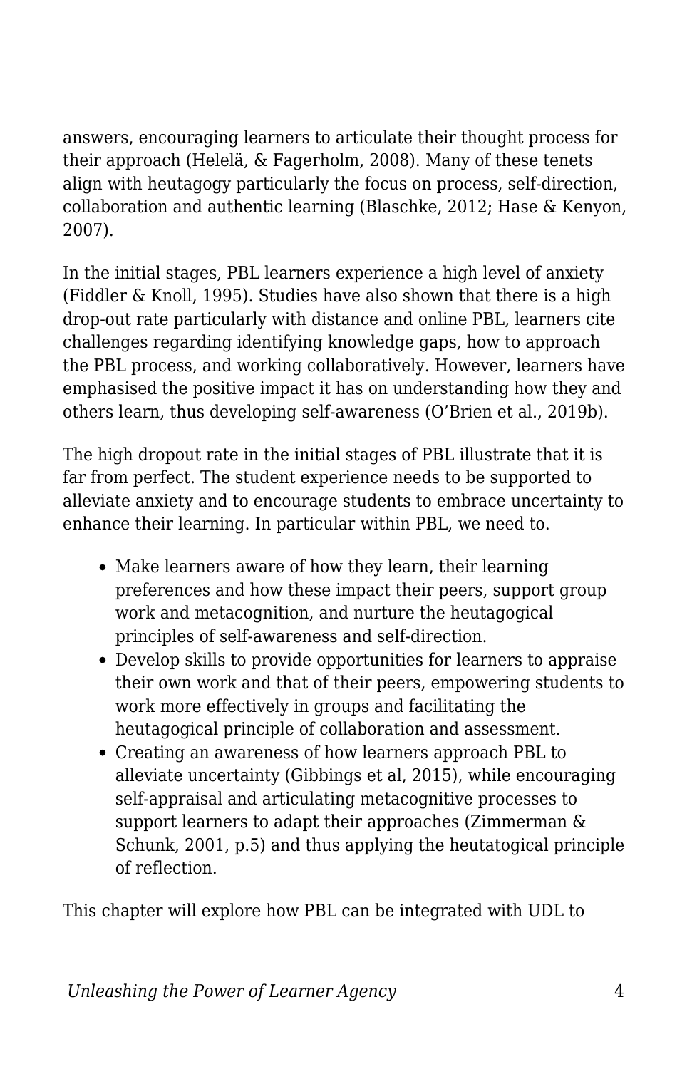answers, encouraging learners to articulate their thought process for their approach (Helelä, & Fagerholm, 2008). Many of these tenets align with heutagogy particularly the focus on process, self-direction, collaboration and authentic learning (Blaschke, 2012; Hase & Kenyon, 2007).

In the initial stages, PBL learners experience a high level of anxiety (Fiddler & Knoll, 1995). Studies have also shown that there is a high drop-out rate particularly with distance and online PBL, learners cite challenges regarding identifying knowledge gaps, how to approach the PBL process, and working collaboratively. However, learners have emphasised the positive impact it has on understanding how they and others learn, thus developing self-awareness (O'Brien et al., 2019b).

The high dropout rate in the initial stages of PBL illustrate that it is far from perfect. The student experience needs to be supported to alleviate anxiety and to encourage students to embrace uncertainty to enhance their learning. In particular within PBL, we need to.

- Make learners aware of how they learn, their learning preferences and how these impact their peers, support group work and metacognition, and nurture the heutagogical principles of self-awareness and self-direction.
- Develop skills to provide opportunities for learners to appraise their own work and that of their peers, empowering students to work more effectively in groups and facilitating the heutagogical principle of collaboration and assessment.
- Creating an awareness of how learners approach PBL to alleviate uncertainty (Gibbings et al, 2015), while encouraging self-appraisal and articulating metacognitive processes to support learners to adapt their approaches (Zimmerman & Schunk, 2001, p.5) and thus applying the heutatogical principle of reflection.

This chapter will explore how PBL can be integrated with UDL to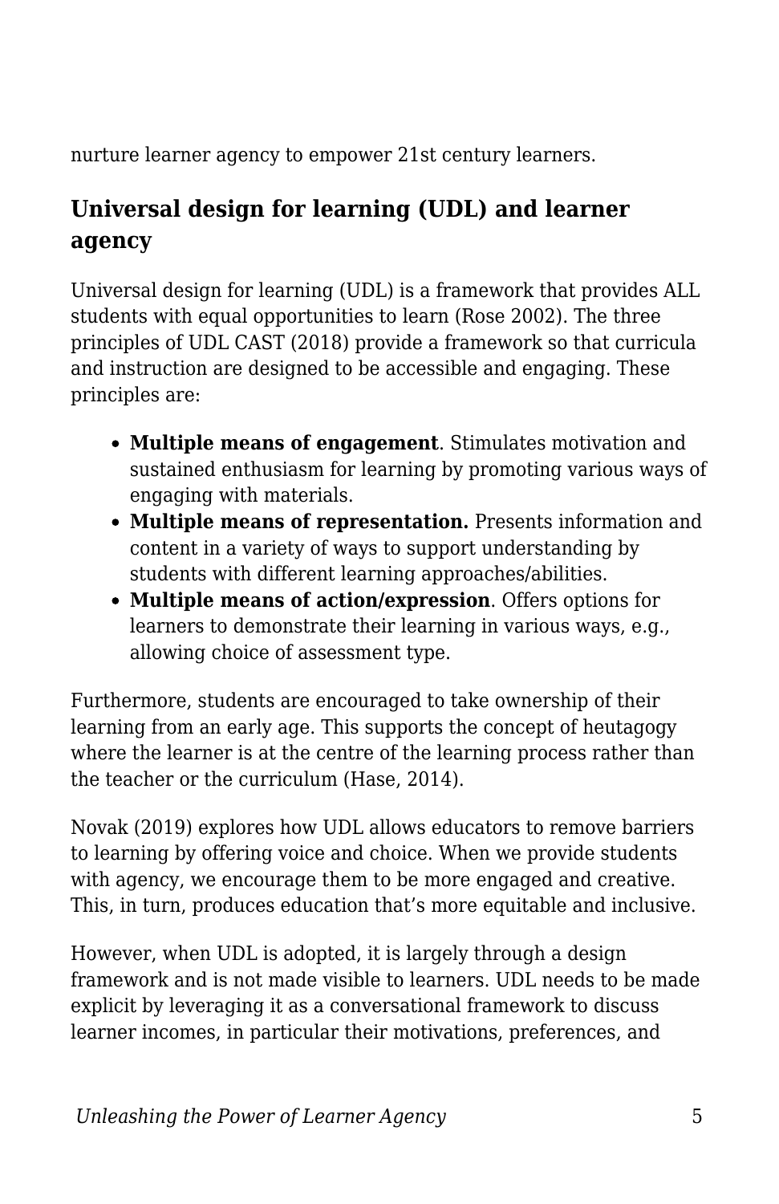nurture learner agency to empower 21st century learners.

## Universal design for learning (UDL) and learner agency

Universal design for learning (UDL) is a framework that provides ALL students with equal opportunities to learn (Rose 2002). The three principles of UDL CAST (2018) provide a framework so that curricula and instruction are designed to be accessible and engaging. These principles are:

- **Multiple means of engagement**. Stimulates motivation and sustained enthusiasm for learning by promoting various ways of engaging with materials.
- **Multiple means of representation.** Presents information and content in a variety of ways to support understanding by students with different learning approaches/abilities.
- **Multiple means of action/expression**. Offers options for learners to demonstrate their learning in various ways, e.g., allowing choice of assessment type.

Furthermore, students are encouraged to take ownership of their learning from an early age. This supports the concept of heutagogy where the learner is at the centre of the learning process rather than the teacher or the curriculum (Hase, 2014).

Novak (2019) explores how UDL allows educators to remove barriers to learning by offering voice and choice. When we provide students with agency, we encourage them to be more engaged and creative. This, in turn, produces education that's more equitable and inclusive.

However, when UDL is adopted, it is largely through a design framework and is not made visible to learners. UDL needs to be made explicit by leveraging it as a conversational framework to discuss learner incomes, in particular their motivations, preferences, and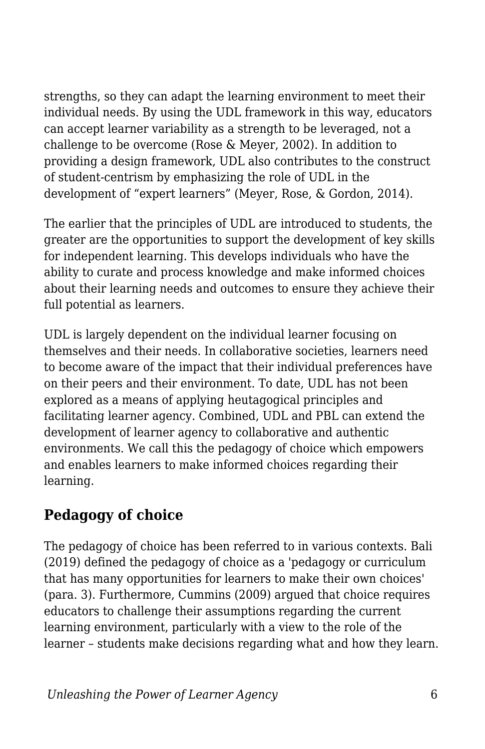strengths, so they can adapt the learning environment to meet their individual needs. By using the UDL framework in this way, educators can accept learner variability as a strength to be leveraged, not a challenge to be overcome (Rose & Meyer, 2002). In addition to providing a design framework, UDL also contributes to the construct of student-centrism by emphasizing the role of UDL in the development of “expert learners” (Meyer, Rose, & Gordon, 2014).

The earlier that the principles of UDL are introduced to students, the greater are the opportunities to support the development of key skills for independent learning. This develops individuals who have the ability to curate and process knowledge and make informed choices about their learning needs and outcomes to ensure they achieve their full potential as learners.

UDL is largely dependent on the individual learner focusing on themselves and their needs. In collaborative societies, learners need to become aware of the impact that their individual preferences have on their peers and their environment. To date, UDL has not been explored as a means of applying heutagogical principles and facilitating learner agency. Combined, UDL and PBL can extend the development of learner agency to collaborative and authentic environments. We call this the pedagogy of choice which empowers and enables learners to make informed choices regarding their learning.

## Pedagogy of choice

The pedagogy of choice has been referred to in various contexts. Bali (2019) defined the pedagogy of choice as a 'pedagogy or curriculum that has many opportunities for learners to make their own choices' (para. 3). Furthermore, Cummins (2009) argued that choice requires educators to challenge their assumptions regarding the current learning environment, particularly with a view to the role of the learner – students make decisions regarding what and how they learn.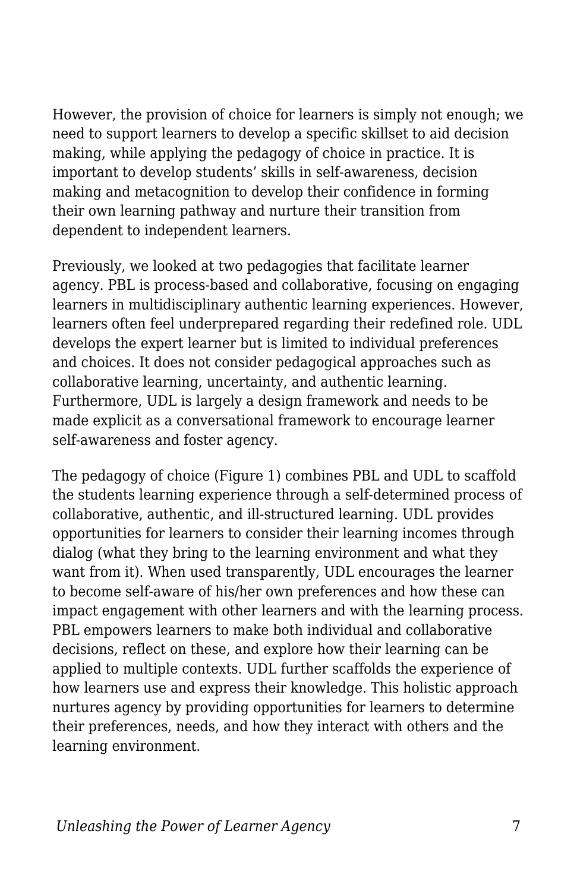However, the provision of choice for learners is simply not enough; we need to support learners to develop a specific skillset to aid decision making, while applying the pedagogy of choice in practice. It is important to develop students' skills in self-awareness, decision making and metacognition to develop their confidence in forming their own learning pathway and nurture their transition from dependent to independent learners.

Previously, we looked at two pedagogies that facilitate learner agency. PBL is process-based and collaborative, focusing on engaging learners in multidisciplinary authentic learning experiences. However, learners often feel underprepared regarding their redefined role. UDL develops the expert learner but is limited to individual preferences and choices. It does not consider pedagogical approaches such as collaborative learning, uncertainty, and authentic learning. Furthermore, UDL is largely a design framework and needs to be made explicit as a conversational framework to encourage learner self-awareness and foster agency.

The pedagogy of choice (Figure 1) combines PBL and UDL to scaffold the students learning experience through a self-determined process of collaborative, authentic, and ill-structured learning. UDL provides opportunities for learners to consider their learning incomes through dialog (what they bring to the learning environment and what they want from it). When used transparently, UDL encourages the learner to become self-aware of his/her own preferences and how these can impact engagement with other learners and with the learning process. PBL empowers learners to make both individual and collaborative decisions, reflect on these, and explore how their learning can be applied to multiple contexts. UDL further scaffolds the experience of how learners use and express their knowledge. This holistic approach nurtures agency by providing opportunities for learners to determine their preferences, needs, and how they interact with others and the learning environment.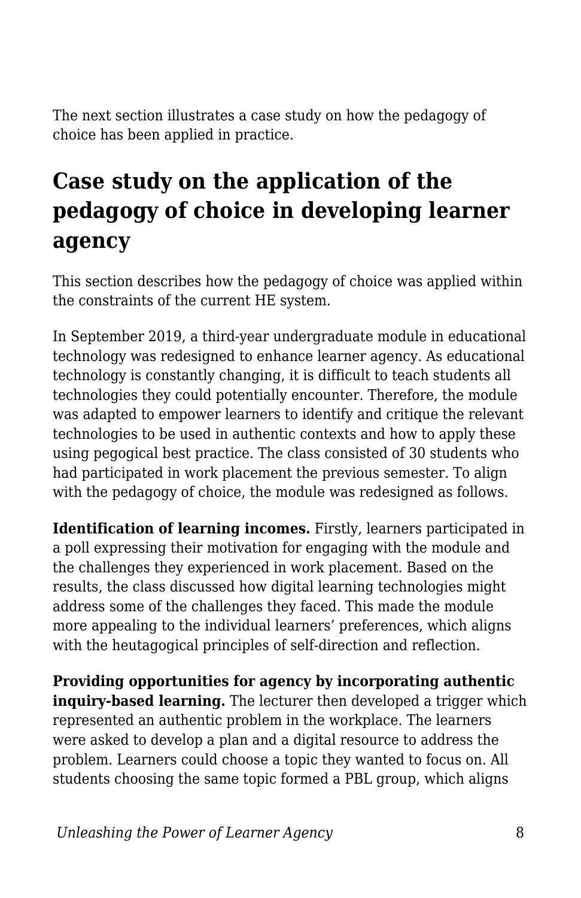The next section illustrates a case study on how the pedagogy of choice has been applied in practice.

## Case study on the application of the pedagogy of choice in developing learner agency

This section describes how the pedagogy of choice was applied within the constraints of the current HE system.

In September 2019, a third-year undergraduate module in educational technology was redesigned to enhance learner agency. As educational technology is constantly changing, it is difficult to teach students all technologies they could potentially encounter. Therefore, the module was adapted to empower learners to identify and critique the relevant technologies to be used in authentic contexts and how to apply these using pegogical best practice. The class consisted of 30 students who had participated in work placement the previous semester. To align with the pedagogy of choice, the module was redesigned as follows.

**Identification of learning incomes.** Firstly, learners participated in a poll expressing their motivation for engaging with the module and the challenges they experienced in work placement. Based on the results, the class discussed how digital learning technologies might address some of the challenges they faced. This made the module more appealing to the individual learners' preferences, which aligns with the heutagogical principles of self-direction and reflection.

**Providing opportunities for agency by incorporating authentic inquiry-based learning.** The lecturer then developed a trigger which represented an authentic problem in the workplace. The learners were asked to develop a plan and a digital resource to address the problem. Learners could choose a topic they wanted to focus on. All students choosing the same topic formed a PBL group, which aligns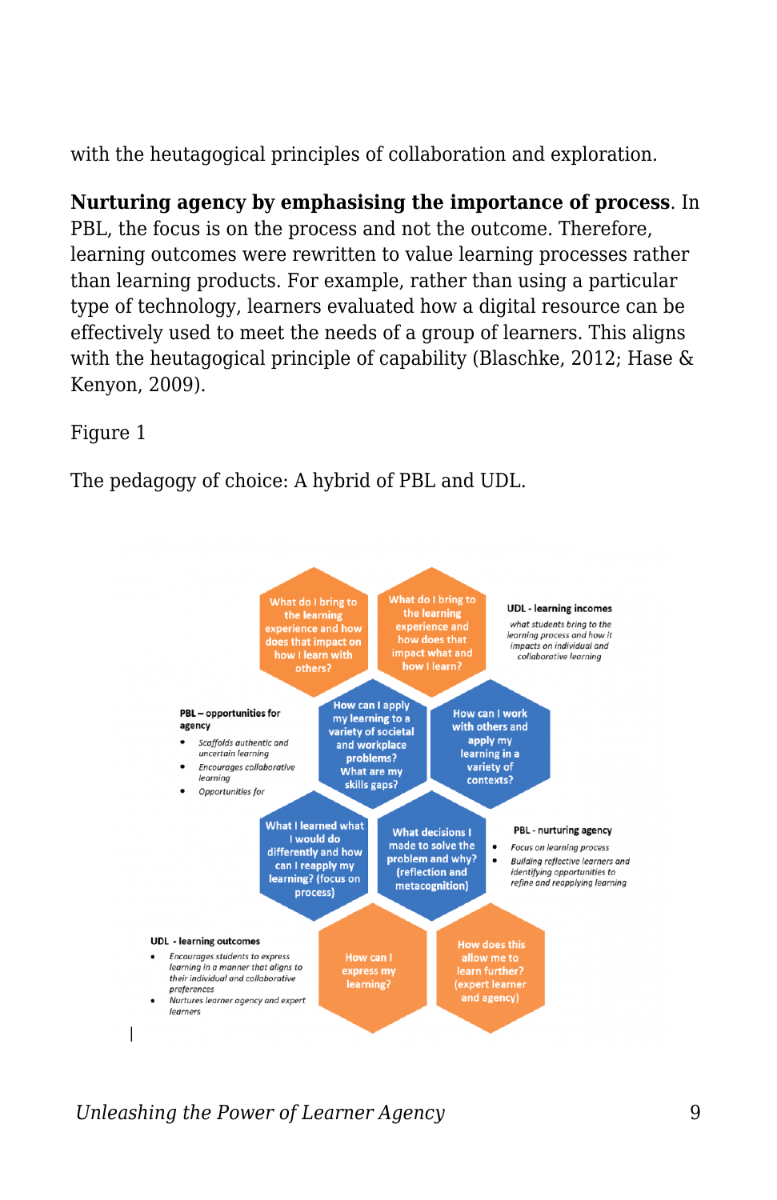with the heutagogical principles of collaboration and exploration.

**Nurturing agency by emphasising the importance of process**. In PBL, the focus is on the process and not the outcome. Therefore, learning outcomes were rewritten to value learning processes rather than learning products. For example, rather than using a particular type of technology, learners evaluated how a digital resource can be effectively used to meet the needs of a group of learners. This aligns with the heutagogical principle of capability (Blaschke, 2012; Hase & Kenyon, 2009).

Figure 1

The pedagogy of choice: A hybrid of PBL and UDL.

What do I bring to the learning experience and how does that impact on how I learn with others?

What do I bring to the learning experience and how does that impact what and how I learn?

**UDL - learning incomes**

*what students bring to the learning process and how it impacts on individual and collaborative learning*

**PBL – opportunities for agency**

- *Scaffolds authentic and uncertain learning*
- *Encourages collaborative learning*
- *Opportunities for*

How can I apply my learning to a variety of societal and workplace problems? What are my skills gaps?

How can I work with others and apply my learning in a variety of contexts?

What I learned what I would do differently and how can I reapply my learning? (focus on process)

What decisions I made to solve the problem and why? (reflection and metacognition)

**PBL - nurturing agency**

- *Focus on learning process*
- *Building reflective learners and identifying opportunities to refine and reapplying learning*

**UDL - learning outcomes**

- *Encourages students to express learning in a manner that aligns to their individual and collaborative preferences*
- *Nurtures learner agency and expert learners*

How can I express my learning?

How does this allow me to learn further? (expert learner and agency)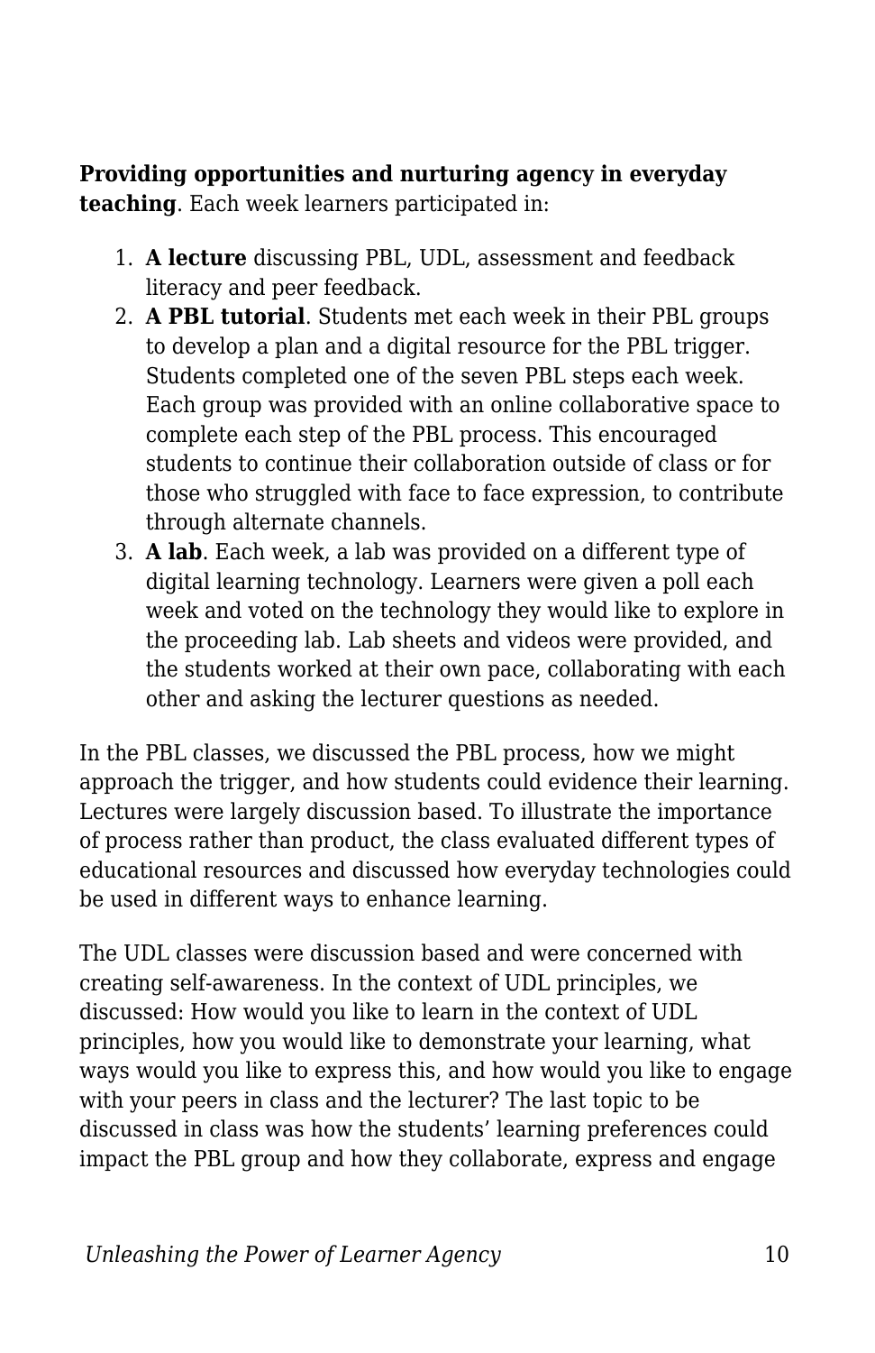**Providing opportunities and nurturing agency in everyday teaching**. Each week learners participated in:

1. **A lecture** discussing PBL, UDL, assessment and feedback literacy and peer feedback.
2. **A PBL tutorial**. Students met each week in their PBL groups to develop a plan and a digital resource for the PBL trigger. Students completed one of the seven PBL steps each week. Each group was provided with an online collaborative space to complete each step of the PBL process. This encouraged students to continue their collaboration outside of class or for those who struggled with face to face expression, to contribute through alternate channels.
3. **A lab**. Each week, a lab was provided on a different type of digital learning technology. Learners were given a poll each week and voted on the technology they would like to explore in the proceeding lab. Lab sheets and videos were provided, and the students worked at their own pace, collaborating with each other and asking the lecturer questions as needed.

In the PBL classes, we discussed the PBL process, how we might approach the trigger, and how students could evidence their learning. Lectures were largely discussion based. To illustrate the importance of process rather than product, the class evaluated different types of educational resources and discussed how everyday technologies could be used in different ways to enhance learning.

The UDL classes were discussion based and were concerned with creating self-awareness. In the context of UDL principles, we discussed: How would you like to learn in the context of UDL principles, how you would like to demonstrate your learning, what ways would you like to express this, and how would you like to engage with your peers in class and the lecturer? The last topic to be discussed in class was how the students' learning preferences could impact the PBL group and how they collaborate, express and engage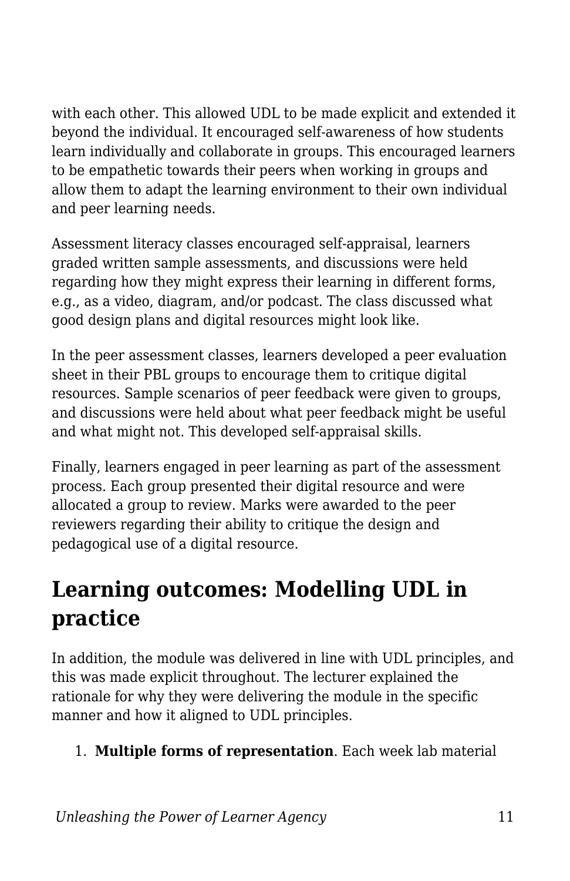with each other. This allowed UDL to be made explicit and extended it beyond the individual. It encouraged self-awareness of how students learn individually and collaborate in groups. This encouraged learners to be empathetic towards their peers when working in groups and allow them to adapt the learning environment to their own individual and peer learning needs.

Assessment literacy classes encouraged self-appraisal, learners graded written sample assessments, and discussions were held regarding how they might express their learning in different forms, e.g., as a video, diagram, and/or podcast. The class discussed what good design plans and digital resources might look like.

In the peer assessment classes, learners developed a peer evaluation sheet in their PBL groups to encourage them to critique digital resources. Sample scenarios of peer feedback were given to groups, and discussions were held about what peer feedback might be useful and what might not. This developed self-appraisal skills.

Finally, learners engaged in peer learning as part of the assessment process. Each group presented their digital resource and were allocated a group to review. Marks were awarded to the peer reviewers regarding their ability to critique the design and pedagogical use of a digital resource.

## Learning outcomes: Modelling UDL in practice

In addition, the module was delivered in line with UDL principles, and this was made explicit throughout. The lecturer explained the rationale for why they were delivering the module in the specific manner and how it aligned to UDL principles.

1. **Multiple forms of representation**. Each week lab material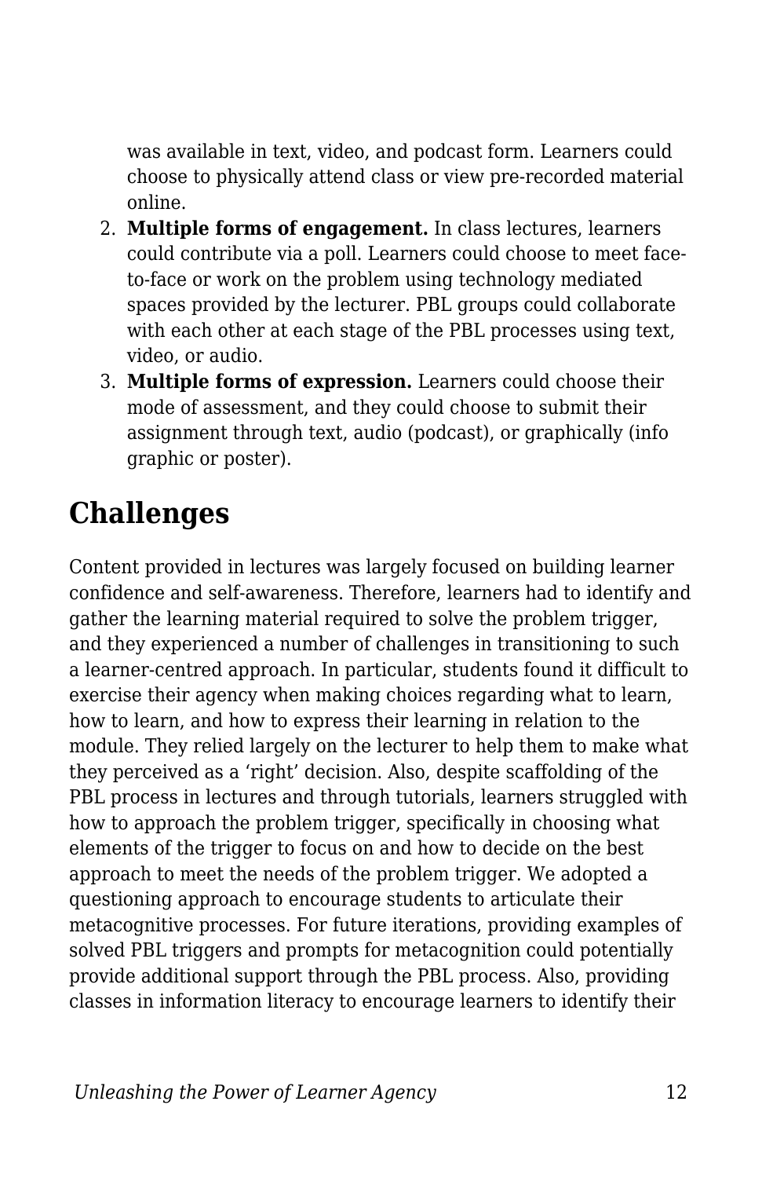was available in text, video, and podcast form. Learners could choose to physically attend class or view pre-recorded material online.

2. **Multiple forms of engagement.** In class lectures, learners could contribute via a poll. Learners could choose to meet face-to-face or work on the problem using technology mediated spaces provided by the lecturer. PBL groups could collaborate with each other at each stage of the PBL processes using text, video, or audio.
3. **Multiple forms of expression.** Learners could choose their mode of assessment, and they could choose to submit their assignment through text, audio (podcast), or graphically (info graphic or poster).

## Challenges

Content provided in lectures was largely focused on building learner confidence and self-awareness. Therefore, learners had to identify and gather the learning material required to solve the problem trigger, and they experienced a number of challenges in transitioning to such a learner-centred approach. In particular, students found it difficult to exercise their agency when making choices regarding what to learn, how to learn, and how to express their learning in relation to the module. They relied largely on the lecturer to help them to make what they perceived as a 'right' decision. Also, despite scaffolding of the PBL process in lectures and through tutorials, learners struggled with how to approach the problem trigger, specifically in choosing what elements of the trigger to focus on and how to decide on the best approach to meet the needs of the problem trigger. We adopted a questioning approach to encourage students to articulate their metacognitive processes. For future iterations, providing examples of solved PBL triggers and prompts for metacognition could potentially provide additional support through the PBL process. Also, providing classes in information literacy to encourage learners to identify their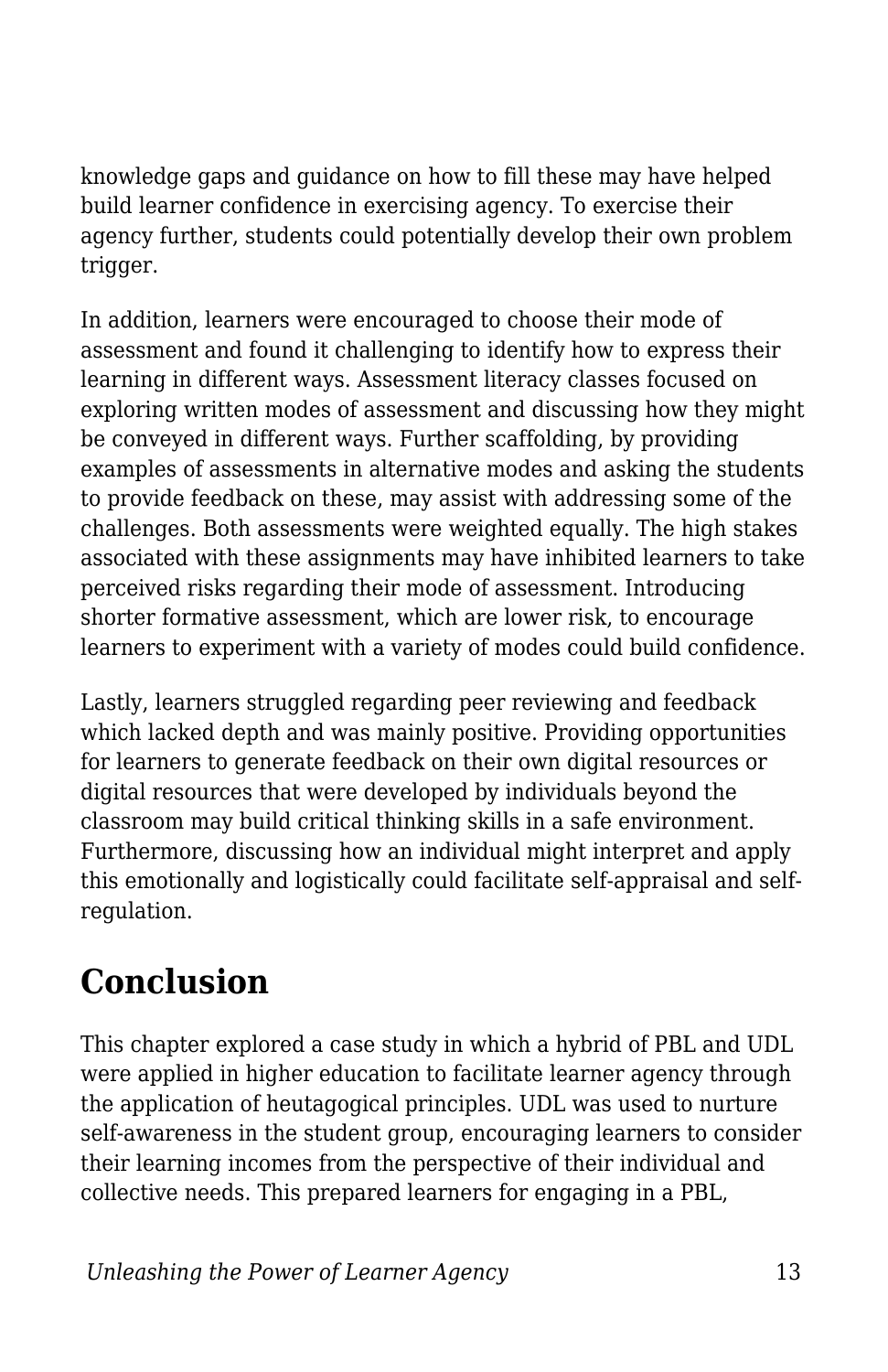knowledge gaps and guidance on how to fill these may have helped build learner confidence in exercising agency. To exercise their agency further, students could potentially develop their own problem trigger.

In addition, learners were encouraged to choose their mode of assessment and found it challenging to identify how to express their learning in different ways. Assessment literacy classes focused on exploring written modes of assessment and discussing how they might be conveyed in different ways. Further scaffolding, by providing examples of assessments in alternative modes and asking the students to provide feedback on these, may assist with addressing some of the challenges. Both assessments were weighted equally. The high stakes associated with these assignments may have inhibited learners to take perceived risks regarding their mode of assessment. Introducing shorter formative assessment, which are lower risk, to encourage learners to experiment with a variety of modes could build confidence.

Lastly, learners struggled regarding peer reviewing and feedback which lacked depth and was mainly positive. Providing opportunities for learners to generate feedback on their own digital resources or digital resources that were developed by individuals beyond the classroom may build critical thinking skills in a safe environment. Furthermore, discussing how an individual might interpret and apply this emotionally and logistically could facilitate self-appraisal and self-regulation.

## Conclusion

This chapter explored a case study in which a hybrid of PBL and UDL were applied in higher education to facilitate learner agency through the application of heutagogical principles. UDL was used to nurture self-awareness in the student group, encouraging learners to consider their learning incomes from the perspective of their individual and collective needs. This prepared learners for engaging in a PBL,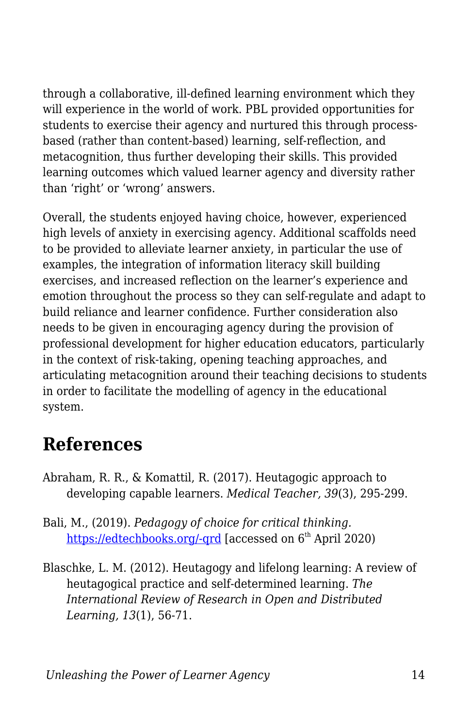through a collaborative, ill-defined learning environment which they will experience in the world of work. PBL provided opportunities for students to exercise their agency and nurtured this through process-based (rather than content-based) learning, self-reflection, and metacognition, thus further developing their skills. This provided learning outcomes which valued learner agency and diversity rather than ‘right’ or ‘wrong’ answers.

Overall, the students enjoyed having choice, however, experienced high levels of anxiety in exercising agency. Additional scaffolds need to be provided to alleviate learner anxiety, in particular the use of examples, the integration of information literacy skill building exercises, and increased reflection on the learner’s experience and emotion throughout the process so they can self-regulate and adapt to build reliance and learner confidence. Further consideration also needs to be given in encouraging agency during the provision of professional development for higher education educators, particularly in the context of risk-taking, opening teaching approaches, and articulating metacognition around their teaching decisions to students in order to facilitate the modelling of agency in the educational system.

## References

Abraham, R. R., & Komattil, R. (2017). Heutagogic approach to developing capable learners. *Medical Teacher, 39*(3), 295-299.

Bali, M., (2019). *Pedagogy of choice for critical thinking.* https://edtechbooks.org/-qrd [accessed on 6th April 2020)

Blaschke, L. M. (2012). Heutagogy and lifelong learning: A review of heutagogical practice and self-determined learning. *The International Review of Research in Open and Distributed Learning, 13*(1), 56-71.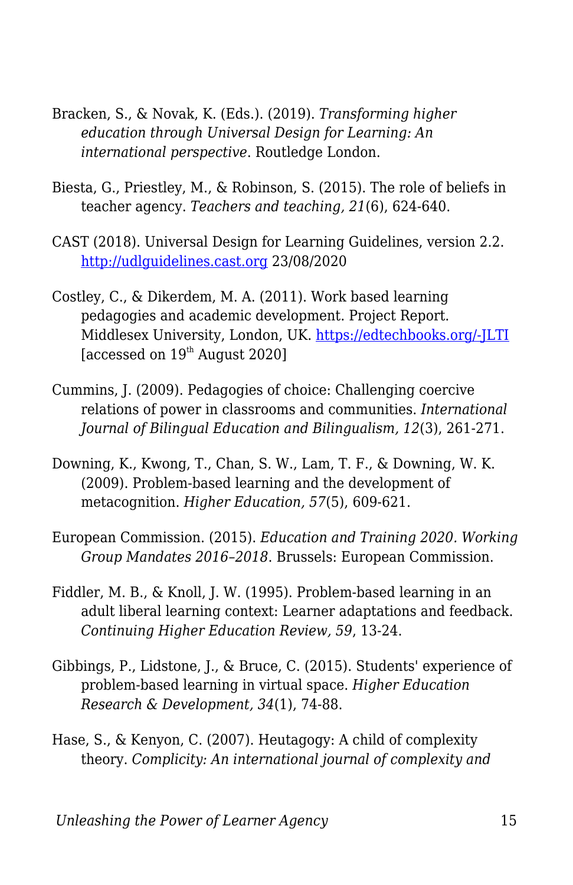Bracken, S., & Novak, K. (Eds.). (2019). *Transforming higher education through Universal Design for Learning: An international perspective*. Routledge London.

Biesta, G., Priestley, M., & Robinson, S. (2015). The role of beliefs in teacher agency. *Teachers and teaching, 21*(6), 624-640.

CAST (2018). Universal Design for Learning Guidelines, version 2.2. [http://udlguidelines.cast.org](http://udlguidelines.cast.org) 23/08/2020

Costley, C., & Dikerdem, M. A. (2011). Work based learning pedagogies and academic development. Project Report. Middlesex University, London, UK. [https://edtechbooks.org/-JLTI](https://edtechbooks.org/-JLTI) [accessed on 19th August 2020]

Cummins, J. (2009). Pedagogies of choice: Challenging coercive relations of power in classrooms and communities. *International Journal of Bilingual Education and Bilingualism, 12*(3), 261-271.

Downing, K., Kwong, T., Chan, S. W., Lam, T. F., & Downing, W. K. (2009). Problem-based learning and the development of metacognition. *Higher Education, 57*(5), 609-621.

European Commission. (2015). *Education and Training 2020. Working Group Mandates 2016–2018*. Brussels: European Commission.

Fiddler, M. B., & Knoll, J. W. (1995). Problem-based learning in an adult liberal learning context: Learner adaptations and feedback. *Continuing Higher Education Review, 59*, 13-24.

Gibbings, P., Lidstone, J., & Bruce, C. (2015). Students' experience of problem-based learning in virtual space. *Higher Education Research & Development, 34*(1), 74-88.

Hase, S., & Kenyon, C. (2007). Heutagogy: A child of complexity theory. *Complicity: An international journal of complexity and*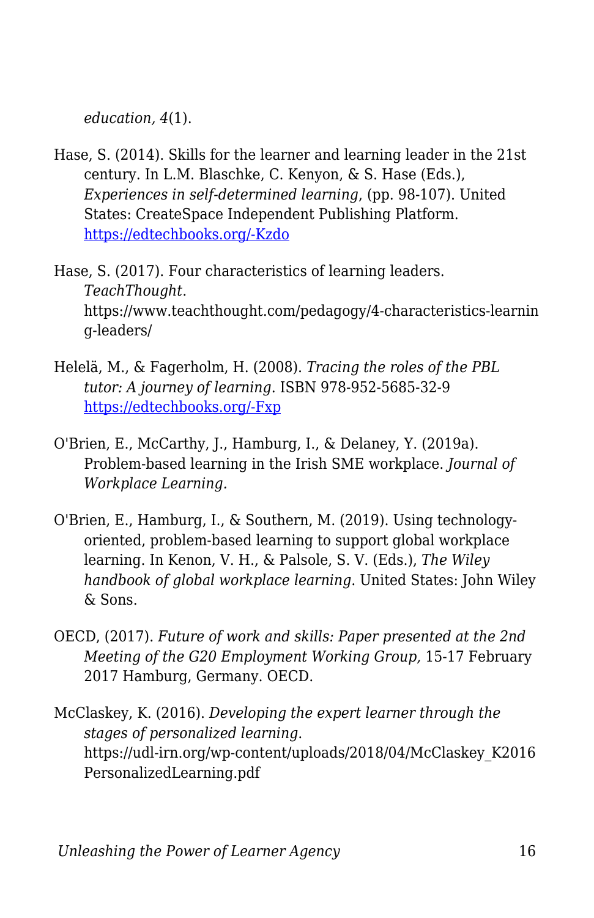*education, 4*(1).

Hase, S. (2014). Skills for the learner and learning leader in the 21st century. In L.M. Blaschke, C. Kenyon, & S. Hase (Eds.), *Experiences in self-determined learning*, (pp. 98-107). United States: CreateSpace Independent Publishing Platform. [https://edtechbooks.org/-Kzdo](https://edtechbooks.org/-Kzdo)

Hase, S. (2017). Four characteristics of learning leaders. *TeachThought*. https://www.teachthought.com/pedagogy/4-characteristics-learning-leaders/

Helelä, M., & Fagerholm, H. (2008). *Tracing the roles of the PBL tutor: A journey of learning*. ISBN 978-952-5685-32-9 [https://edtechbooks.org/-Fxp](https://edtechbooks.org/-Fxp)

O'Brien, E., McCarthy, J., Hamburg, I., & Delaney, Y. (2019a). Problem-based learning in the Irish SME workplace. *Journal of Workplace Learning.*

O'Brien, E., Hamburg, I., & Southern, M. (2019). Using technology-oriented, problem-based learning to support global workplace learning. In Kenon, V. H., & Palsole, S. V. (Eds.), *The Wiley handbook of global workplace learning*. United States: John Wiley & Sons.

OECD, (2017). *Future of work and skills: Paper presented at the 2nd Meeting of the G20 Employment Working Group,* 15-17 February 2017 Hamburg, Germany. OECD.

McClaskey, K. (2016). *Developing the expert learner through the stages of personalized learning*. https://udl-irn.org/wp-content/uploads/2018/04/McClaskey_K2016PersonalizedLearning.pdf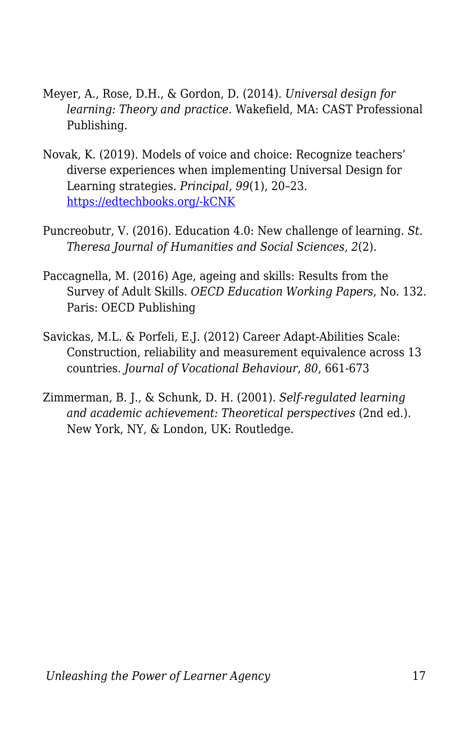Meyer, A., Rose, D.H., & Gordon, D. (2014). *Universal design for learning: Theory and practice*. Wakefield, MA: CAST Professional Publishing.

Novak, K. (2019). Models of voice and choice: Recognize teachers' diverse experiences when implementing Universal Design for Learning strategies. *Principal, 99*(1), 20–23. [https://edtechbooks.org/-kCNK](https://edtechbooks.org/-kCNK)

Puncreobutr, V. (2016). Education 4.0: New challenge of learning. *St. Theresa Journal of Humanities and Social Sciences, 2*(2).

Paccagnella, M. (2016) Age, ageing and skills: Results from the Survey of Adult Skills. *OECD Education Working Papers*, No. 132. Paris: OECD Publishing

Savickas, M.L. & Porfeli, E.J. (2012) Career Adapt-Abilities Scale: Construction, reliability and measurement equivalence across 13 countries. *Journal of Vocational Behaviour*, *80*, 661-673

Zimmerman, B. J., & Schunk, D. H. (2001). *Self-regulated learning and academic achievement: Theoretical perspectives* (2nd ed.). New York, NY, & London, UK: Routledge.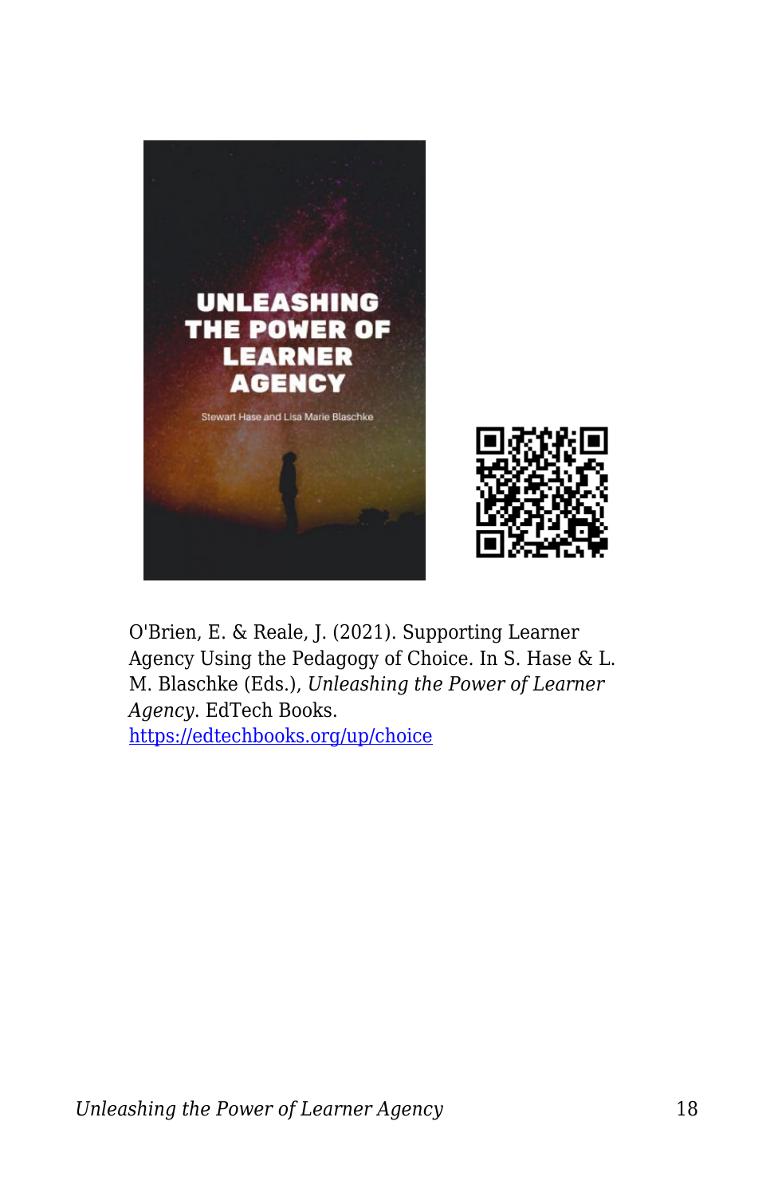O'Brien, E. & Reale, J. (2021). Supporting Learner Agency Using the Pedagogy of Choice. In S. Hase & L. M. Blaschke (Eds.), *Unleashing the Power of Learner Agency*. EdTech Books. [https://edtechbooks.org/up/choice](https://edtechbooks.org/up/choice)